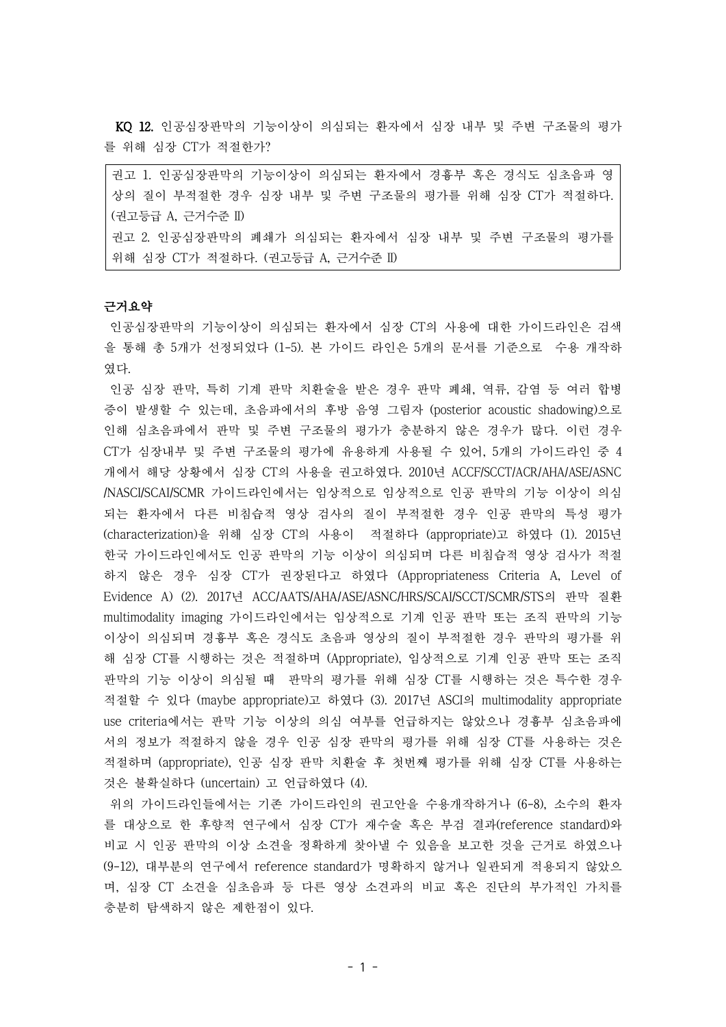**KQ 12.** 인공심장판막의 기능이상이 의심되는 환자에서 심장 내부 및 주변 구조물의 평가를 위해 심장 CT가 적절한가?

> 권고 1. 인공심장판막의 기능이상이 의심되는 환자에서 경흉부 혹은 경식도 심초음파 영상의 질이 부적절한 경우 심장 내부 및 주변 구조물의 평가를 위해 심장 CT가 적절하다. (권고등급 A, 근거수준 II)
>
> 권고 2. 인공심장판막의 폐쇄가 의심되는 환자에서 심장 내부 및 주변 구조물의 평가를 위해 심장 CT가 적절하다. (권고등급 A, 근거수준 II)

**근거요약**

인공심장판막의 기능이상이 의심되는 환자에서 심장 CT의 사용에 대한 가이드라인은 검색을 통해 총 5개가 선정되었다 (1-5). 본 가이드 라인은 5개의 문서를 기준으로 수용 개작하였다.

인공 심장 판막, 특히 기계 판막 치환술을 받은 경우 판막 폐쇄, 역류, 감염 등 여러 합병증이 발생할 수 있는데, 초음파에서의 후방 음영 그림자 (posterior acoustic shadowing)으로 인해 심초음파에서 판막 및 주변 구조물의 평가가 충분하지 않은 경우가 많다. 이런 경우 CT가 심장내부 및 주변 구조물의 평가에 유용하게 사용될 수 있어, 5개의 가이드라인 중 4개에서 해당 상황에서 심장 CT의 사용을 권고하였다. 2010년 ACCF/SCCT/ACR/AHA/ASE/ASNC/NASCI/SCAI/SCMR 가이드라인에서는 임상적으로 임상적으로 인공 판막의 기능 이상이 의심되는 환자에서 다른 비침습적 영상 검사의 질이 부적절한 경우 인공 판막의 특성 평가 (characterization)을 위해 심장 CT의 사용이 적절하다 (appropriate)고 하였다 (1). 2015년 한국 가이드라인에서도 인공 판막의 기능 이상이 의심되며 다른 비침습적 영상 검사가 적절하지 않은 경우 심장 CT가 권장된다고 하였다 (Appropriateness Criteria A, Level of Evidence A) (2). 2017년 ACC/AATS/AHA/ASE/ASNC/HRS/SCAI/SCCT/SCMR/STS의 판막 질환 multimodality imaging 가이드라인에서는 임상적으로 기계 인공 판막 또는 조직 판막의 기능 이상이 의심되며 경흉부 혹은 경식도 초음파 영상의 질이 부적절한 경우 판막의 평가를 위해 심장 CT를 시행하는 것은 적절하며 (Appropriate), 임상적으로 기계 인공 판막 또는 조직 판막의 기능 이상이 의심될 때 판막의 평가를 위해 심장 CT를 시행하는 것은 특수한 경우 적절할 수 있다 (maybe appropriate)고 하였다 (3). 2017년 ASCI의 multimodality appropriate use criteria에서는 판막 기능 이상의 의심 여부를 언급하지는 않았으나 경흉부 심초음파에서의 정보가 적절하지 않을 경우 인공 심장 판막의 평가를 위해 심장 CT를 사용하는 것은 적절하며 (appropriate), 인공 심장 판막 치환술 후 첫번째 평가를 위해 심장 CT를 사용하는 것은 불확실하다 (uncertain) 고 언급하였다 (4).

위의 가이드라인들에서는 기존 가이드라인의 권고안을 수용개작하거나 (6-8), 소수의 환자를 대상으로 한 후향적 연구에서 심장 CT가 재수술 혹은 부검 결과(reference standard)와 비교 시 인공 판막의 이상 소견을 정확하게 찾아낼 수 있음을 보고한 것을 근거로 하였으나 (9-12), 대부분의 연구에서 reference standard가 명확하지 않거나 일관되게 적용되지 않았으며, 심장 CT 소견을 심초음파 등 다른 영상 소견과의 비교 혹은 진단의 부가적인 가치를 충분히 탐색하지 않은 제한점이 있다.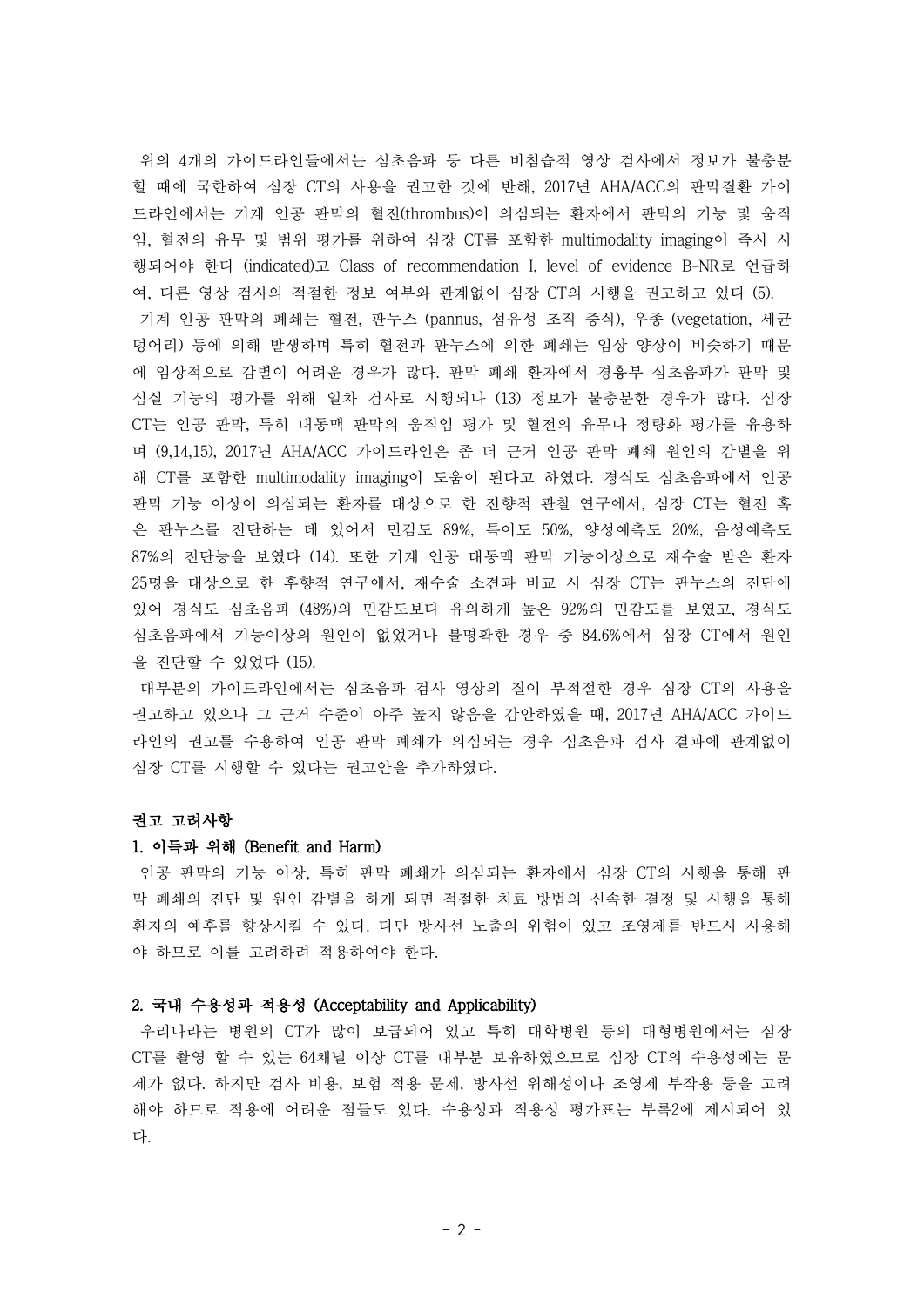위의 4개의 가이드라인들에서는 심초음파 등 다른 비침습적 영상 검사에서 정보가 불충분할 때에 국한하여 심장 CT의 사용을 권고한 것에 반해, 2017년 AHA/ACC의 판막질환 가이드라인에서는 기계 인공 판막의 혈전(thrombus)이 의심되는 환자에서 판막의 기능 및 움직임, 혈전의 유무 및 범위 평가를 위하여 심장 CT를 포함한 multimodality imaging이 즉시 시행되어야 한다 (indicated)고 Class of recommendation I, level of evidence B-NR로 언급하여, 다른 영상 검사의 적절한 정보 여부와 관계없이 심장 CT의 시행을 권고하고 있다 (5).

기계 인공 판막의 폐쇄는 혈전, 판누스 (pannus, 섬유성 조직 증식), 우종 (vegetation, 세균 덩어리) 등에 의해 발생하며 특히 혈전과 판누스에 의한 폐쇄는 임상 양상이 비슷하기 때문에 임상적으로 감별이 어려운 경우가 많다. 판막 폐쇄 환자에서 경흉부 심초음파가 판막 및 심실 기능의 평가를 위해 일차 검사로 시행되나 (13) 정보가 불충분한 경우가 많다. 심장 CT는 인공 판막, 특히 대동맥 판막의 움직임 평가 및 혈전의 유무나 정량화 평가를 유용하며 (9,14,15), 2017년 AHA/ACC 가이드라인은 좀 더 근거 인공 판막 폐쇄 원인의 감별을 위해 CT를 포함한 multimodality imaging이 도움이 된다고 하였다. 경식도 심초음파에서 인공 판막 기능 이상이 의심되는 환자를 대상으로 한 전향적 관찰 연구에서, 심장 CT는 혈전 혹은 판누스를 진단하는 데 있어서 민감도 89%, 특이도 50%, 양성예측도 20%, 음성예측도 87%의 진단능을 보였다 (14). 또한 기계 인공 대동맥 판막 기능이상으로 재수술 받은 환자 25명을 대상으로 한 후향적 연구에서, 재수술 소견과 비교 시 심장 CT는 판누스의 진단에 있어 경식도 심초음파 (48%)의 민감도보다 유의하게 높은 92%의 민감도를 보였고, 경식도 심초음파에서 기능이상의 원인이 없었거나 불명확한 경우 중 84.6%에서 심장 CT에서 원인을 진단할 수 있었다 (15).

대부분의 가이드라인에서는 심초음파 검사 영상의 질이 부적절한 경우 심장 CT의 사용을 권고하고 있으나 그 근거 수준이 아주 높지 않음을 감안하였을 때, 2017년 AHA/ACC 가이드라인의 권고를 수용하여 인공 판막 폐쇄가 의심되는 경우 심초음파 검사 결과에 관계없이 심장 CT를 시행할 수 있다는 권고안을 추가하였다.

**권고 고려사항**

**1. 이득과 위해 (Benefit and Harm)**

인공 판막의 기능 이상, 특히 판막 폐쇄가 의심되는 환자에서 심장 CT의 시행을 통해 판막 폐쇄의 진단 및 원인 감별을 하게 되면 적절한 치료 방법의 신속한 결정 및 시행을 통해 환자의 예후를 향상시킬 수 있다. 다만 방사선 노출의 위험이 있고 조영제를 반드시 사용해야 하므로 이를 고려하려 적용하여야 한다.

**2. 국내 수용성과 적용성 (Acceptability and Applicability)**

우리나라는 병원의 CT가 많이 보급되어 있고 특히 대학병원 등의 대형병원에서는 심장 CT를 촬영 할 수 있는 64채널 이상 CT를 대부분 보유하였으므로 심장 CT의 수용성에는 문제가 없다. 하지만 검사 비용, 보험 적용 문제, 방사선 위해성이나 조영제 부작용 등을 고려해야 하므로 적용에 어려운 점들도 있다. 수용성과 적용성 평가표는 부록2에 제시되어 있다.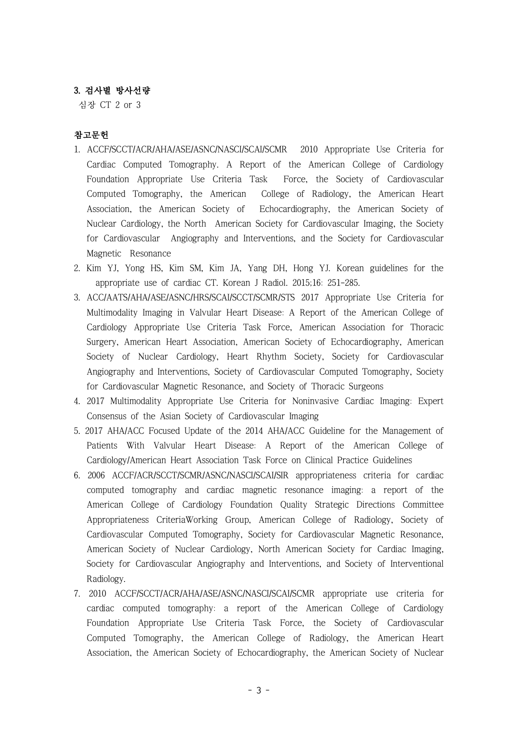### 3. 검사별 방사선량

심장 CT 2 or 3

### 참고문헌

1. ACCF/SCCT/ACR/AHA/ASE/ASNC/NASCI/SCAI/SCMR 2010 Appropriate Use Criteria for Cardiac Computed Tomography. A Report of the American College of Cardiology Foundation Appropriate Use Criteria Task Force, the Society of Cardiovascular Computed Tomography, the American College of Radiology, the American Heart Association, the American Society of Echocardiography, the American Society of Nuclear Cardiology, the North American Society for Cardiovascular Imaging, the Society for Cardiovascular Angiography and Interventions, and the Society for Cardiovascular Magnetic Resonance
2. Kim YJ, Yong HS, Kim SM, Kim JA, Yang DH, Hong YJ. Korean guidelines for the appropriate use of cardiac CT. Korean J Radiol. 2015;16: 251-285.
3. ACC/AATS/AHA/ASE/ASNC/HRS/SCAI/SCCT/SCMR/STS 2017 Appropriate Use Criteria for Multimodality Imaging in Valvular Heart Disease: A Report of the American College of Cardiology Appropriate Use Criteria Task Force, American Association for Thoracic Surgery, American Heart Association, American Society of Echocardiography, American Society of Nuclear Cardiology, Heart Rhythm Society, Society for Cardiovascular Angiography and Interventions, Society of Cardiovascular Computed Tomography, Society for Cardiovascular Magnetic Resonance, and Society of Thoracic Surgeons
4. 2017 Multimodality Appropriate Use Criteria for Noninvasive Cardiac Imaging: Expert Consensus of the Asian Society of Cardiovascular Imaging
5. 2017 AHA/ACC Focused Update of the 2014 AHA/ACC Guideline for the Management of Patients With Valvular Heart Disease: A Report of the American College of Cardiology/American Heart Association Task Force on Clinical Practice Guidelines
6. 2006 ACCF/ACR/SCCT/SCMR/ASNC/NASCI/SCAI/SIR appropriateness criteria for cardiac computed tomography and cardiac magnetic resonance imaging: a report of the American College of Cardiology Foundation Quality Strategic Directions Committee Appropriateness CriteriaWorking Group, American College of Radiology, Society of Cardiovascular Computed Tomography, Society for Cardiovascular Magnetic Resonance, American Society of Nuclear Cardiology, North American Society for Cardiac Imaging, Society for Cardiovascular Angiography and Interventions, and Society of Interventional Radiology.
7. 2010 ACCF/SCCT/ACR/AHA/ASE/ASNC/NASCI/SCAI/SCMR appropriate use criteria for cardiac computed tomography: a report of the American College of Cardiology Foundation Appropriate Use Criteria Task Force, the Society of Cardiovascular Computed Tomography, the American College of Radiology, the American Heart Association, the American Society of Echocardiography, the American Society of Nuclear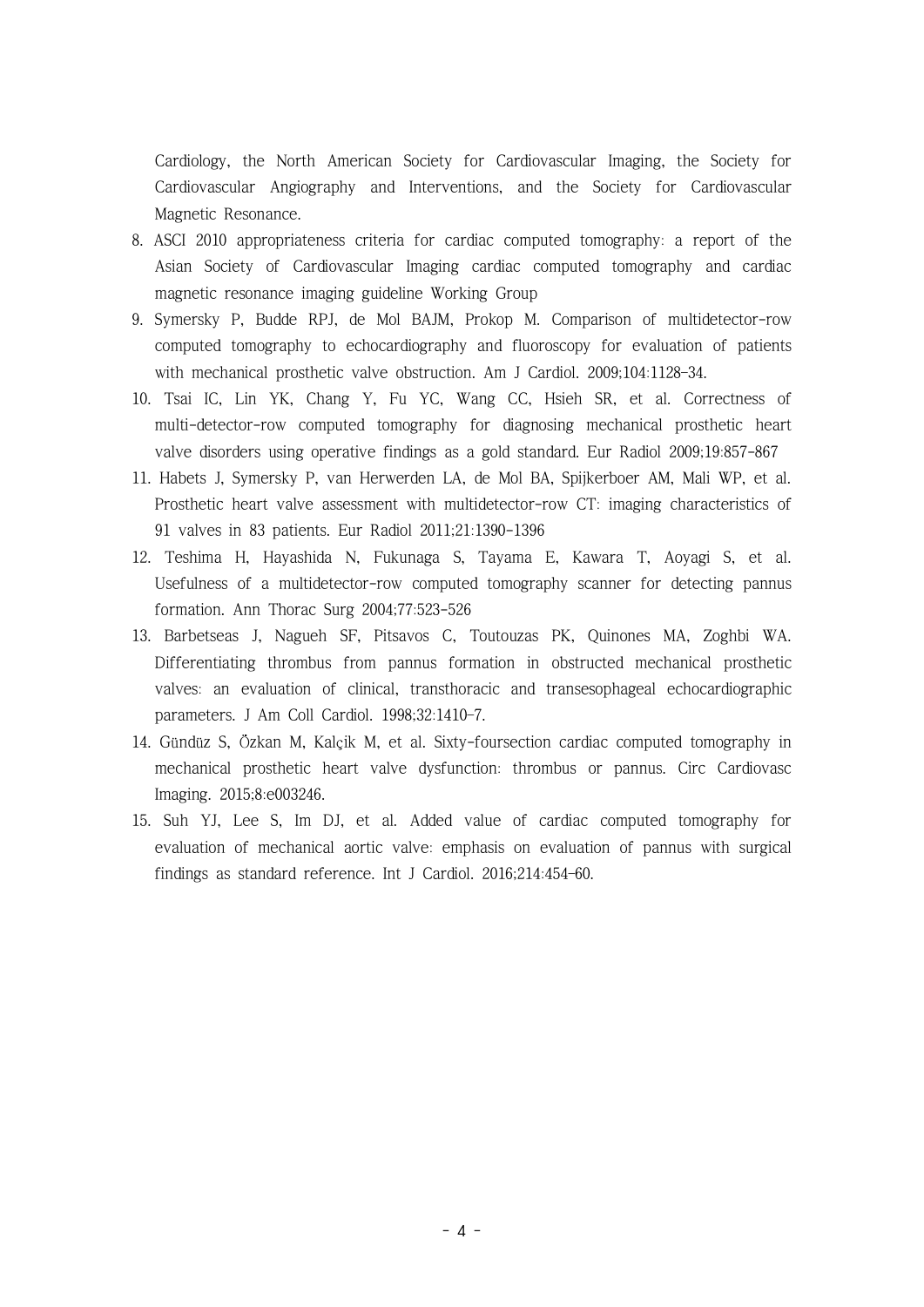Cardiology, the North American Society for Cardiovascular Imaging, the Society for Cardiovascular Angiography and Interventions, and the Society for Cardiovascular Magnetic Resonance.

8. ASCI 2010 appropriateness criteria for cardiac computed tomography: a report of the Asian Society of Cardiovascular Imaging cardiac computed tomography and cardiac magnetic resonance imaging guideline Working Group
9. Symersky P, Budde RPJ, de Mol BAJM, Prokop M. Comparison of multidetector-row computed tomography to echocardiography and fluoroscopy for evaluation of patients with mechanical prosthetic valve obstruction. Am J Cardiol. 2009;104:1128-34.
10. Tsai IC, Lin YK, Chang Y, Fu YC, Wang CC, Hsieh SR, et al. Correctness of multi-detector-row computed tomography for diagnosing mechanical prosthetic heart valve disorders using operative findings as a gold standard. Eur Radiol 2009;19:857-867
11. Habets J, Symersky P, van Herwerden LA, de Mol BA, Spijkerboer AM, Mali WP, et al. Prosthetic heart valve assessment with multidetector-row CT: imaging characteristics of 91 valves in 83 patients. Eur Radiol 2011;21:1390-1396
12. Teshima H, Hayashida N, Fukunaga S, Tayama E, Kawara T, Aoyagi S, et al. Usefulness of a multidetector-row computed tomography scanner for detecting pannus formation. Ann Thorac Surg 2004;77:523-526
13. Barbetseas J, Nagueh SF, Pitsavos C, Toutouzas PK, Quinones MA, Zoghbi WA. Differentiating thrombus from pannus formation in obstructed mechanical prosthetic valves: an evaluation of clinical, transthoracic and transesophageal echocardiographic parameters. J Am Coll Cardiol. 1998;32:1410-7.
14. Gündüz S, Özkan M, Kalçik M, et al. Sixty-foursection cardiac computed tomography in mechanical prosthetic heart valve dysfunction: thrombus or pannus. Circ Cardiovasc Imaging. 2015;8:e003246.
15. Suh YJ, Lee S, Im DJ, et al. Added value of cardiac computed tomography for evaluation of mechanical aortic valve: emphasis on evaluation of pannus with surgical findings as standard reference. Int J Cardiol. 2016;214:454-60.